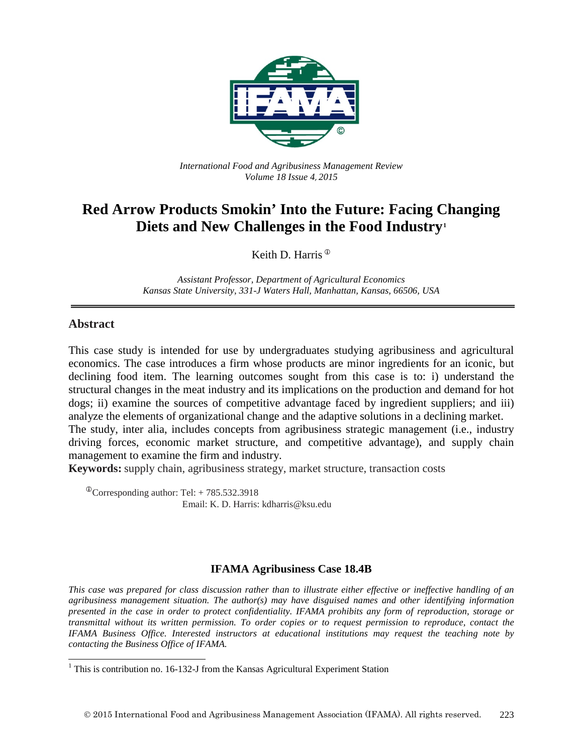*International Food and Agribusiness Management Review*
*Volume 18 Issue 4, 2015*

# Red Arrow Products Smokin' Into the Future: Facing Changing Diets and New Challenges in the Food Industry[1]

Keith D. Harris[ⓘ]

*Assistant Professor, Department of Agricultural Economics*
*Kansas State University, 331-J Waters Hall, Manhattan, Kansas, 66506, USA*

---

## Abstract

This case study is intended for use by undergraduates studying agribusiness and agricultural economics. The case introduces a firm whose products are minor ingredients for an iconic, but declining food item. The learning outcomes sought from this case is to: i) understand the structural changes in the meat industry and its implications on the production and demand for hot dogs; ii) examine the sources of competitive advantage faced by ingredient suppliers; and iii) analyze the elements of organizational change and the adaptive solutions in a declining market.
The study, inter alia, includes concepts from agribusiness strategic management (i.e., industry driving forces, economic market structure, and competitive advantage), and supply chain management to examine the firm and industry.

**Keywords:** supply chain, agribusiness strategy, market structure, transaction costs

[ⓘ]Corresponding author: Tel: + 785.532.3918
Email: K. D. Harris: kdharris@ksu.edu

### IFAMA Agribusiness Case 18.4B

*This case was prepared for class discussion rather than to illustrate either effective or ineffective handling of an agribusiness management situation. The author(s) may have disguised names and other identifying information presented in the case in order to protect confidentiality. IFAMA prohibits any form of reproduction, storage or transmittal without its written permission. To order copies or to request permission to reproduce, contact the IFAMA Business Office. Interested instructors at educational institutions may request the teaching note by contacting the Business Office of IFAMA.*

[1] This is contribution no. 16-132-J from the Kansas Agricultural Experiment Station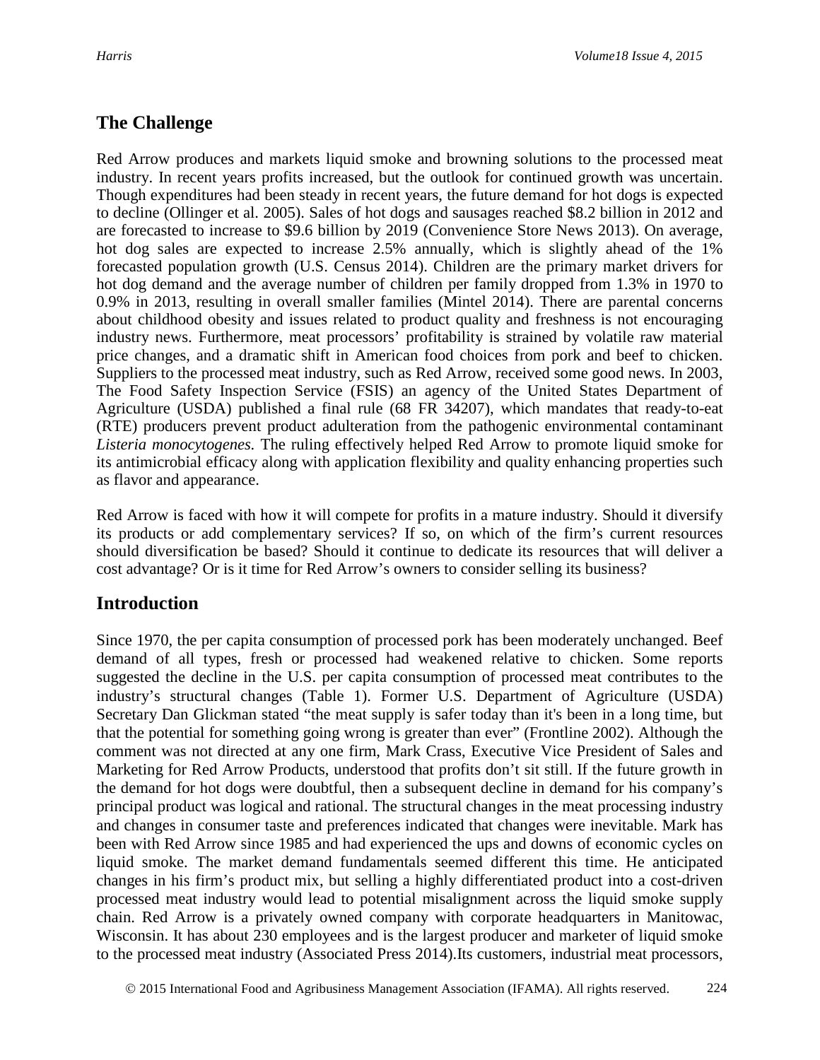## The Challenge

Red Arrow produces and markets liquid smoke and browning solutions to the processed meat industry. In recent years profits increased, but the outlook for continued growth was uncertain. Though expenditures had been steady in recent years, the future demand for hot dogs is expected to decline (Ollinger et al. 2005). Sales of hot dogs and sausages reached $8.2 billion in 2012 and are forecasted to increase to $9.6 billion by 2019 (Convenience Store News 2013). On average, hot dog sales are expected to increase 2.5% annually, which is slightly ahead of the 1% forecasted population growth (U.S. Census 2014). Children are the primary market drivers for hot dog demand and the average number of children per family dropped from 1.3% in 1970 to 0.9% in 2013, resulting in overall smaller families (Mintel 2014). There are parental concerns about childhood obesity and issues related to product quality and freshness is not encouraging industry news. Furthermore, meat processors' profitability is strained by volatile raw material price changes, and a dramatic shift in American food choices from pork and beef to chicken. Suppliers to the processed meat industry, such as Red Arrow, received some good news. In 2003, The Food Safety Inspection Service (FSIS) an agency of the United States Department of Agriculture (USDA) published a final rule (68 FR 34207), which mandates that ready-to-eat (RTE) producers prevent product adulteration from the pathogenic environmental contaminant *Listeria monocytogenes.* The ruling effectively helped Red Arrow to promote liquid smoke for its antimicrobial efficacy along with application flexibility and quality enhancing properties such as flavor and appearance.

Red Arrow is faced with how it will compete for profits in a mature industry. Should it diversify its products or add complementary services? If so, on which of the firm's current resources should diversification be based? Should it continue to dedicate its resources that will deliver a cost advantage? Or is it time for Red Arrow's owners to consider selling its business?

## Introduction

Since 1970, the per capita consumption of processed pork has been moderately unchanged. Beef demand of all types, fresh or processed had weakened relative to chicken. Some reports suggested the decline in the U.S. per capita consumption of processed meat contributes to the industry's structural changes (Table 1). Former U.S. Department of Agriculture (USDA) Secretary Dan Glickman stated "the meat supply is safer today than it's been in a long time, but that the potential for something going wrong is greater than ever" (Frontline 2002). Although the comment was not directed at any one firm, Mark Crass, Executive Vice President of Sales and Marketing for Red Arrow Products, understood that profits don't sit still. If the future growth in the demand for hot dogs were doubtful, then a subsequent decline in demand for his company's principal product was logical and rational. The structural changes in the meat processing industry and changes in consumer taste and preferences indicated that changes were inevitable. Mark has been with Red Arrow since 1985 and had experienced the ups and downs of economic cycles on liquid smoke. The market demand fundamentals seemed different this time. He anticipated changes in his firm's product mix, but selling a highly differentiated product into a cost-driven processed meat industry would lead to potential misalignment across the liquid smoke supply chain. Red Arrow is a privately owned company with corporate headquarters in Manitowac, Wisconsin. It has about 230 employees and is the largest producer and marketer of liquid smoke to the processed meat industry (Associated Press 2014).Its customers, industrial meat processors,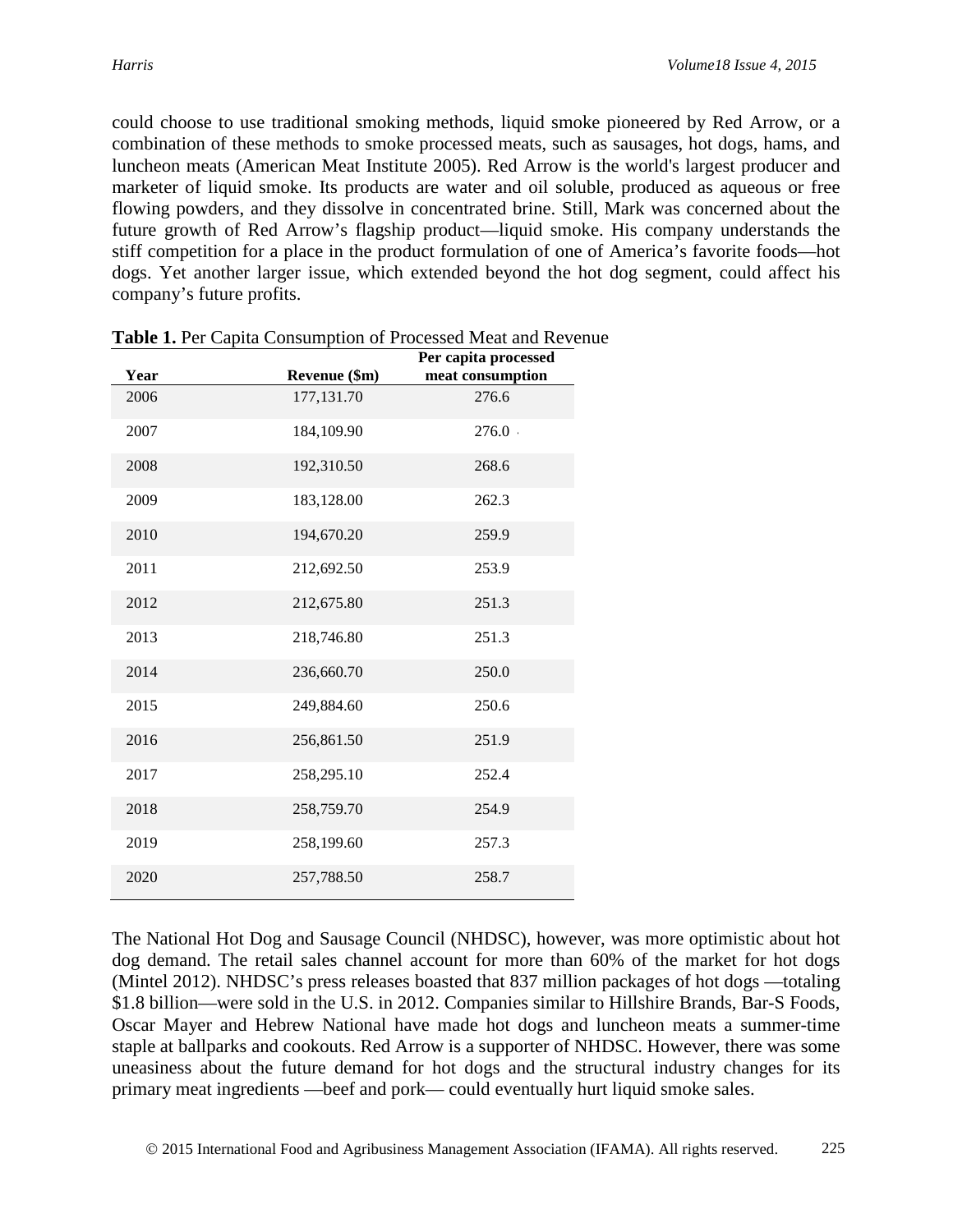could choose to use traditional smoking methods, liquid smoke pioneered by Red Arrow, or a combination of these methods to smoke processed meats, such as sausages, hot dogs, hams, and luncheon meats (American Meat Institute 2005). Red Arrow is the world's largest producer and marketer of liquid smoke. Its products are water and oil soluble, produced as aqueous or free flowing powders, and they dissolve in concentrated brine. Still, Mark was concerned about the future growth of Red Arrow's flagship product—liquid smoke. His company understands the stiff competition for a place in the product formulation of one of America's favorite foods—hot dogs. Yet another larger issue, which extended beyond the hot dog segment, could affect his company's future profits.

**Table 1.** Per Capita Consumption of Processed Meat and Revenue

| Year | Revenue ($m) | Per capita processed meat consumption |
|---|---|---|
| 2006 | 177,131.70 | 276.6 |
| 2007 | 184,109.90 | 276.0 |
| 2008 | 192,310.50 | 268.6 |
| 2009 | 183,128.00 | 262.3 |
| 2010 | 194,670.20 | 259.9 |
| 2011 | 212,692.50 | 253.9 |
| 2012 | 212,675.80 | 251.3 |
| 2013 | 218,746.80 | 251.3 |
| 2014 | 236,660.70 | 250.0 |
| 2015 | 249,884.60 | 250.6 |
| 2016 | 256,861.50 | 251.9 |
| 2017 | 258,295.10 | 252.4 |
| 2018 | 258,759.70 | 254.9 |
| 2019 | 258,199.60 | 257.3 |
| 2020 | 257,788.50 | 258.7 |

The National Hot Dog and Sausage Council (NHDSC), however, was more optimistic about hot dog demand. The retail sales channel account for more than 60% of the market for hot dogs (Mintel 2012). NHDSC's press releases boasted that 837 million packages of hot dogs —totaling $1.8 billion—were sold in the U.S. in 2012. Companies similar to Hillshire Brands, Bar-S Foods, Oscar Mayer and Hebrew National have made hot dogs and luncheon meats a summer-time staple at ballparks and cookouts. Red Arrow is a supporter of NHDSC. However, there was some uneasiness about the future demand for hot dogs and the structural industry changes for its primary meat ingredients —beef and pork— could eventually hurt liquid smoke sales.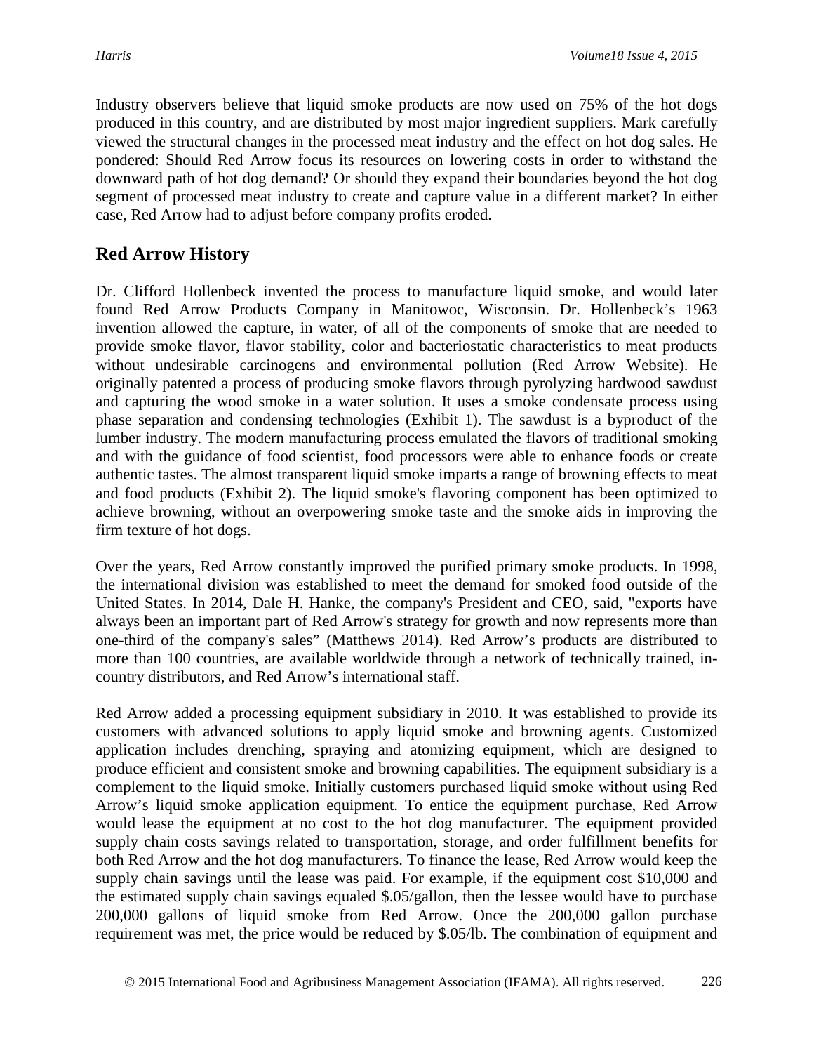Industry observers believe that liquid smoke products are now used on 75% of the hot dogs produced in this country, and are distributed by most major ingredient suppliers. Mark carefully viewed the structural changes in the processed meat industry and the effect on hot dog sales. He pondered: Should Red Arrow focus its resources on lowering costs in order to withstand the downward path of hot dog demand? Or should they expand their boundaries beyond the hot dog segment of processed meat industry to create and capture value in a different market? In either case, Red Arrow had to adjust before company profits eroded.

## Red Arrow History

Dr. Clifford Hollenbeck invented the process to manufacture liquid smoke, and would later found Red Arrow Products Company in Manitowoc, Wisconsin. Dr. Hollenbeck's 1963 invention allowed the capture, in water, of all of the components of smoke that are needed to provide smoke flavor, flavor stability, color and bacteriostatic characteristics to meat products without undesirable carcinogens and environmental pollution (Red Arrow Website). He originally patented a process of producing smoke flavors through pyrolyzing hardwood sawdust and capturing the wood smoke in a water solution. It uses a smoke condensate process using phase separation and condensing technologies (Exhibit 1). The sawdust is a byproduct of the lumber industry. The modern manufacturing process emulated the flavors of traditional smoking and with the guidance of food scientist, food processors were able to enhance foods or create authentic tastes. The almost transparent liquid smoke imparts a range of browning effects to meat and food products (Exhibit 2). The liquid smoke's flavoring component has been optimized to achieve browning, without an overpowering smoke taste and the smoke aids in improving the firm texture of hot dogs.

Over the years, Red Arrow constantly improved the purified primary smoke products. In 1998, the international division was established to meet the demand for smoked food outside of the United States. In 2014, Dale H. Hanke, the company's President and CEO, said, "exports have always been an important part of Red Arrow's strategy for growth and now represents more than one-third of the company's sales" (Matthews 2014). Red Arrow's products are distributed to more than 100 countries, are available worldwide through a network of technically trained, in-country distributors, and Red Arrow's international staff.

Red Arrow added a processing equipment subsidiary in 2010. It was established to provide its customers with advanced solutions to apply liquid smoke and browning agents. Customized application includes drenching, spraying and atomizing equipment, which are designed to produce efficient and consistent smoke and browning capabilities. The equipment subsidiary is a complement to the liquid smoke. Initially customers purchased liquid smoke without using Red Arrow's liquid smoke application equipment. To entice the equipment purchase, Red Arrow would lease the equipment at no cost to the hot dog manufacturer. The equipment provided supply chain costs savings related to transportation, storage, and order fulfillment benefits for both Red Arrow and the hot dog manufacturers. To finance the lease, Red Arrow would keep the supply chain savings until the lease was paid. For example, if the equipment cost $10,000 and the estimated supply chain savings equaled $.05/gallon, then the lessee would have to purchase 200,000 gallons of liquid smoke from Red Arrow. Once the 200,000 gallon purchase requirement was met, the price would be reduced by $.05/lb. The combination of equipment and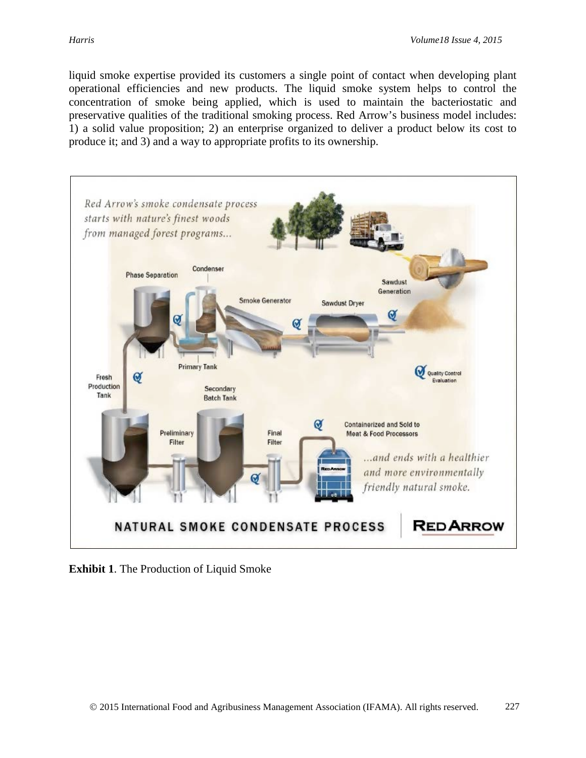liquid smoke expertise provided its customers a single point of contact when developing plant operational efficiencies and new products. The liquid smoke system helps to control the concentration of smoke being applied, which is used to maintain the bacteriostatic and preservative qualities of the traditional smoking process. Red Arrow's business model includes: 1) a solid value proposition; 2) an enterprise organized to deliver a product below its cost to produce it; and 3) and a way to appropriate profits to its ownership.

**Exhibit 1**. The Production of Liquid Smoke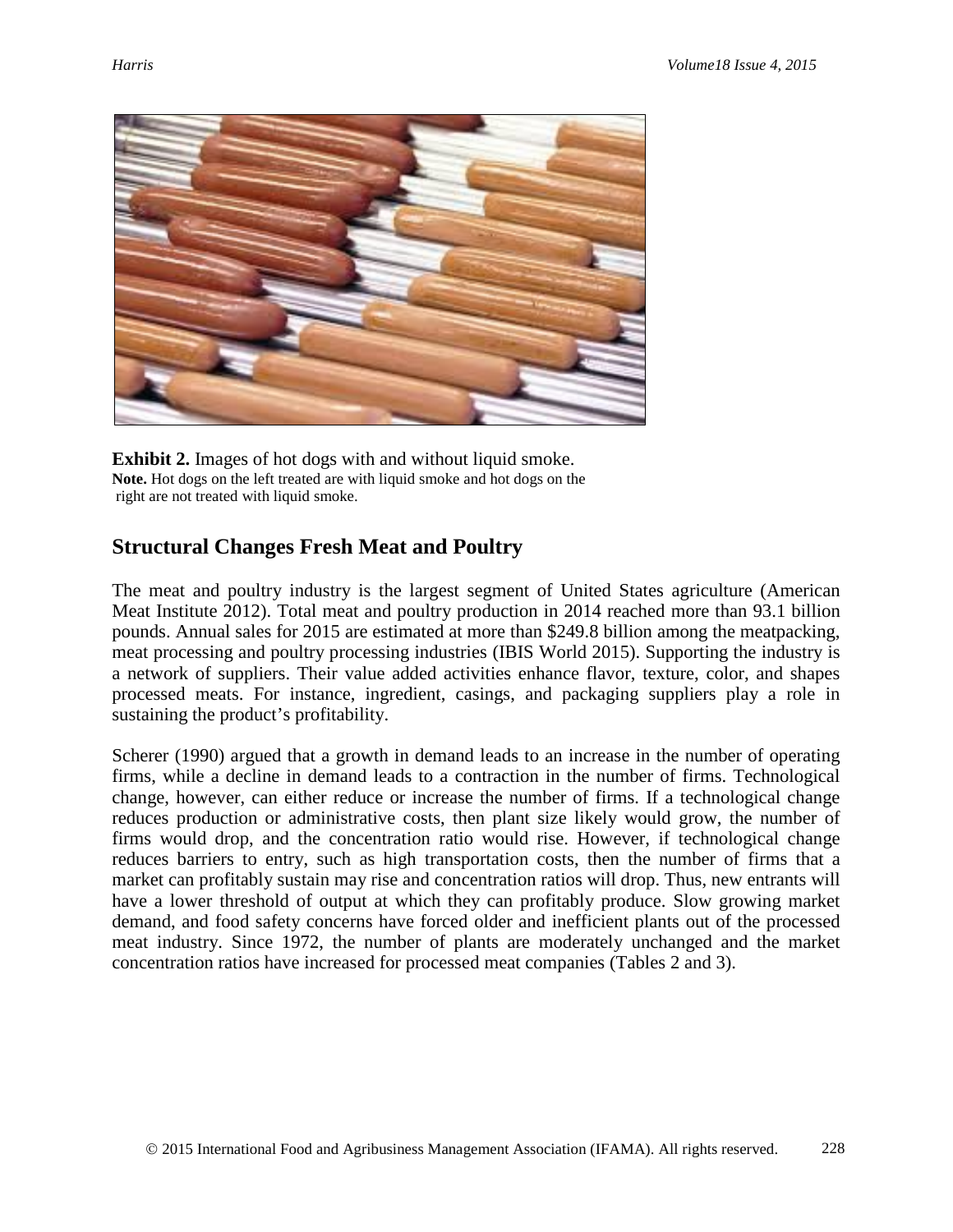**Exhibit 2.** Images of hot dogs with and without liquid smoke.
**Note.** Hot dogs on the left treated are with liquid smoke and hot dogs on the right are not treated with liquid smoke.

## Structural Changes Fresh Meat and Poultry

The meat and poultry industry is the largest segment of United States agriculture (American Meat Institute 2012). Total meat and poultry production in 2014 reached more than 93.1 billion pounds. Annual sales for 2015 are estimated at more than $249.8 billion among the meatpacking, meat processing and poultry processing industries (IBIS World 2015). Supporting the industry is a network of suppliers. Their value added activities enhance flavor, texture, color, and shapes processed meats. For instance, ingredient, casings, and packaging suppliers play a role in sustaining the product's profitability.

Scherer (1990) argued that a growth in demand leads to an increase in the number of operating firms, while a decline in demand leads to a contraction in the number of firms. Technological change, however, can either reduce or increase the number of firms. If a technological change reduces production or administrative costs, then plant size likely would grow, the number of firms would drop, and the concentration ratio would rise. However, if technological change reduces barriers to entry, such as high transportation costs, then the number of firms that a market can profitably sustain may rise and concentration ratios will drop. Thus, new entrants will have a lower threshold of output at which they can profitably produce. Slow growing market demand, and food safety concerns have forced older and inefficient plants out of the processed meat industry. Since 1972, the number of plants are moderately unchanged and the market concentration ratios have increased for processed meat companies (Tables 2 and 3).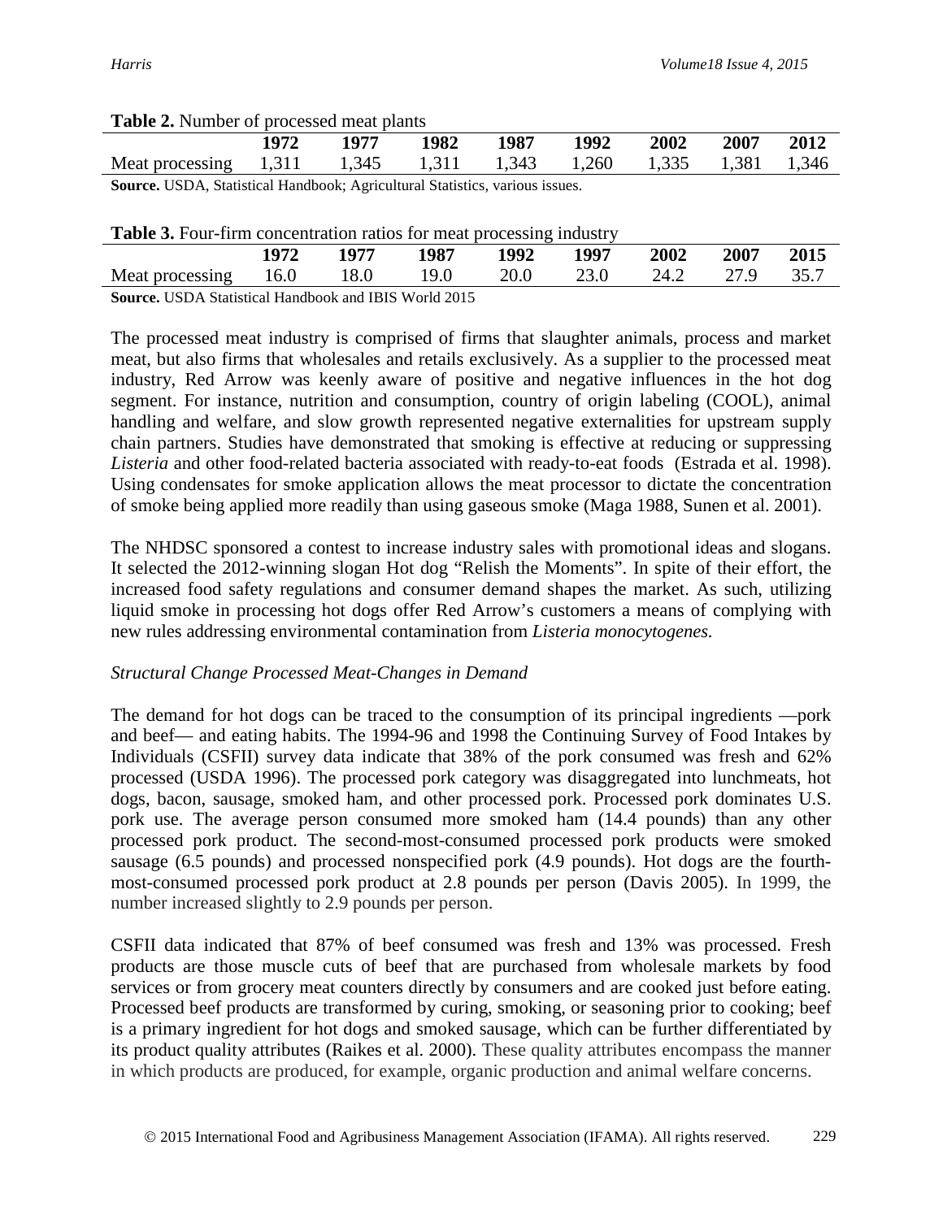**Table 2.** Number of processed meat plants

| | 1972 | 1977 | 1982 | 1987 | 1992 | 2002 | 2007 | 2012 |
|---|---|---|---|---|---|---|---|---|
| Meat processing | 1,311 | 1,345 | 1,311 | 1,343 | 1,260 | 1,335 | 1,381 | 1,346 |

**Source.** USDA, Statistical Handbook; Agricultural Statistics, various issues.

**Table 3.** Four-firm concentration ratios for meat processing industry

| | 1972 | 1977 | 1987 | 1992 | 1997 | 2002 | 2007 | 2015 |
|---|---|---|---|---|---|---|---|---|
| Meat processing | 16.0 | 18.0 | 19.0 | 20.0 | 23.0 | 24.2 | 27.9 | 35.7 |

**Source.** USDA Statistical Handbook and IBIS World 2015

The processed meat industry is comprised of firms that slaughter animals, process and market meat, but also firms that wholesales and retails exclusively. As a supplier to the processed meat industry, Red Arrow was keenly aware of positive and negative influences in the hot dog segment. For instance, nutrition and consumption, country of origin labeling (COOL), animal handling and welfare, and slow growth represented negative externalities for upstream supply chain partners. Studies have demonstrated that smoking is effective at reducing or suppressing *Listeria* and other food-related bacteria associated with ready-to-eat foods (Estrada et al. 1998). Using condensates for smoke application allows the meat processor to dictate the concentration of smoke being applied more readily than using gaseous smoke (Maga 1988, Sunen et al. 2001).

The NHDSC sponsored a contest to increase industry sales with promotional ideas and slogans. It selected the 2012-winning slogan Hot dog "Relish the Moments". In spite of their effort, the increased food safety regulations and consumer demand shapes the market. As such, utilizing liquid smoke in processing hot dogs offer Red Arrow's customers a means of complying with new rules addressing environmental contamination from *Listeria monocytogenes.*

*Structural Change Processed Meat-Changes in Demand*

The demand for hot dogs can be traced to the consumption of its principal ingredients —pork and beef— and eating habits. The 1994-96 and 1998 the Continuing Survey of Food Intakes by Individuals (CSFII) survey data indicate that 38% of the pork consumed was fresh and 62% processed (USDA 1996). The processed pork category was disaggregated into lunchmeats, hot dogs, bacon, sausage, smoked ham, and other processed pork. Processed pork dominates U.S. pork use. The average person consumed more smoked ham (14.4 pounds) than any other processed pork product. The second-most-consumed processed pork products were smoked sausage (6.5 pounds) and processed nonspecified pork (4.9 pounds). Hot dogs are the fourth-most-consumed processed pork product at 2.8 pounds per person (Davis 2005). In 1999, the number increased slightly to 2.9 pounds per person.

CSFII data indicated that 87% of beef consumed was fresh and 13% was processed. Fresh products are those muscle cuts of beef that are purchased from wholesale markets by food services or from grocery meat counters directly by consumers and are cooked just before eating. Processed beef products are transformed by curing, smoking, or seasoning prior to cooking; beef is a primary ingredient for hot dogs and smoked sausage, which can be further differentiated by its product quality attributes (Raikes et al. 2000). These quality attributes encompass the manner in which products are produced, for example, organic production and animal welfare concerns.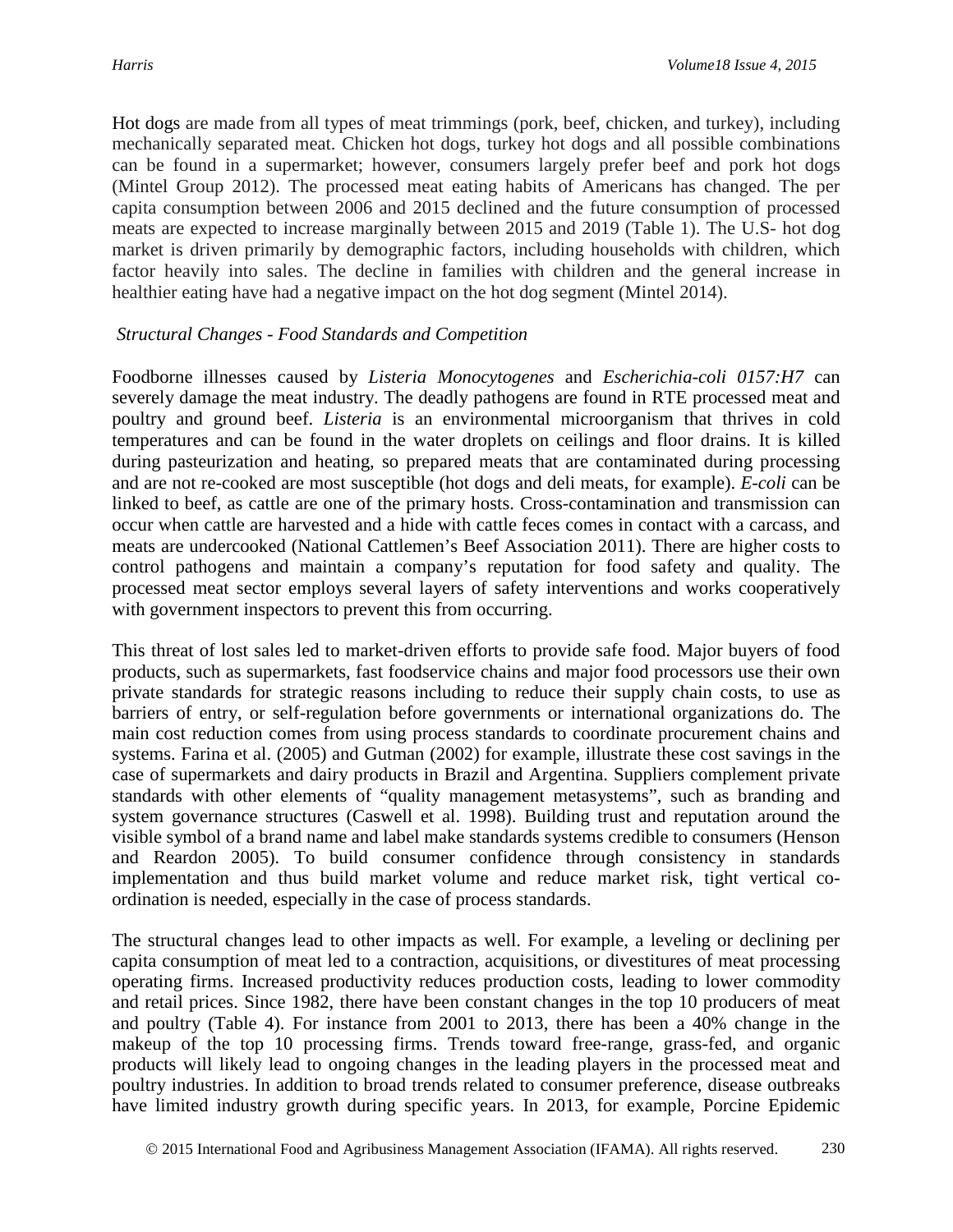Hot dogs are made from all types of meat trimmings (pork, beef, chicken, and turkey), including mechanically separated meat. Chicken hot dogs, turkey hot dogs and all possible combinations can be found in a supermarket; however, consumers largely prefer beef and pork hot dogs (Mintel Group 2012). The processed meat eating habits of Americans has changed. The per capita consumption between 2006 and 2015 declined and the future consumption of processed meats are expected to increase marginally between 2015 and 2019 (Table 1). The U.S- hot dog market is driven primarily by demographic factors, including households with children, which factor heavily into sales. The decline in families with children and the general increase in healthier eating have had a negative impact on the hot dog segment (Mintel 2014).

*Structural Changes - Food Standards and Competition*

Foodborne illnesses caused by *Listeria Monocytogenes* and *Escherichia-coli 0157:H7* can severely damage the meat industry. The deadly pathogens are found in RTE processed meat and poultry and ground beef. *Listeria* is an environmental microorganism that thrives in cold temperatures and can be found in the water droplets on ceilings and floor drains. It is killed during pasteurization and heating, so prepared meats that are contaminated during processing and are not re-cooked are most susceptible (hot dogs and deli meats, for example). *E-coli* can be linked to beef, as cattle are one of the primary hosts. Cross-contamination and transmission can occur when cattle are harvested and a hide with cattle feces comes in contact with a carcass, and meats are undercooked (National Cattlemen's Beef Association 2011). There are higher costs to control pathogens and maintain a company's reputation for food safety and quality. The processed meat sector employs several layers of safety interventions and works cooperatively with government inspectors to prevent this from occurring.

This threat of lost sales led to market-driven efforts to provide safe food. Major buyers of food products, such as supermarkets, fast foodservice chains and major food processors use their own private standards for strategic reasons including to reduce their supply chain costs, to use as barriers of entry, or self-regulation before governments or international organizations do. The main cost reduction comes from using process standards to coordinate procurement chains and systems. Farina et al. (2005) and Gutman (2002) for example, illustrate these cost savings in the case of supermarkets and dairy products in Brazil and Argentina. Suppliers complement private standards with other elements of "quality management metasystems", such as branding and system governance structures (Caswell et al. 1998). Building trust and reputation around the visible symbol of a brand name and label make standards systems credible to consumers (Henson and Reardon 2005). To build consumer confidence through consistency in standards implementation and thus build market volume and reduce market risk, tight vertical co-ordination is needed, especially in the case of process standards.

The structural changes lead to other impacts as well. For example, a leveling or declining per capita consumption of meat led to a contraction, acquisitions, or divestitures of meat processing operating firms. Increased productivity reduces production costs, leading to lower commodity and retail prices. Since 1982, there have been constant changes in the top 10 producers of meat and poultry (Table 4). For instance from 2001 to 2013, there has been a 40% change in the makeup of the top 10 processing firms. Trends toward free-range, grass-fed, and organic products will likely lead to ongoing changes in the leading players in the processed meat and poultry industries. In addition to broad trends related to consumer preference, disease outbreaks have limited industry growth during specific years. In 2013, for example, Porcine Epidemic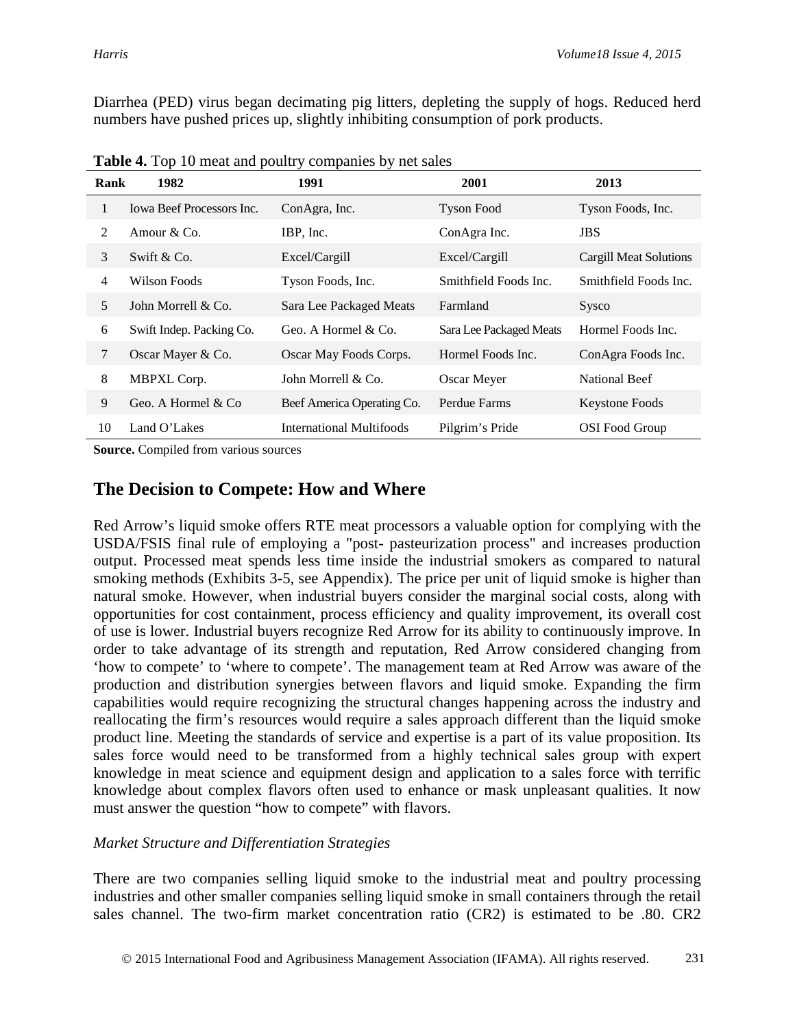Diarrhea (PED) virus began decimating pig litters, depleting the supply of hogs. Reduced herd numbers have pushed prices up, slightly inhibiting consumption of pork products.

**Table 4.** Top 10 meat and poultry companies by net sales

| Rank | 1982 | 1991 | 2001 | 2013 |
|---|---|---|---|---|
| 1 | Iowa Beef Processors Inc. | ConAgra, Inc. | Tyson Food | Tyson Foods, Inc. |
| 2 | Amour & Co. | IBP, Inc. | ConAgra Inc. | JBS |
| 3 | Swift & Co. | Excel/Cargill | Excel/Cargill | Cargill Meat Solutions |
| 4 | Wilson Foods | Tyson Foods, Inc. | Smithfield Foods Inc. | Smithfield Foods Inc. |
| 5 | John Morrell & Co. | Sara Lee Packaged Meats | Farmland | Sysco |
| 6 | Swift Indep. Packing Co. | Geo. A Hormel & Co. | Sara Lee Packaged Meats | Hormel Foods Inc. |
| 7 | Oscar Mayer & Co. | Oscar May Foods Corps. | Hormel Foods Inc. | ConAgra Foods Inc. |
| 8 | MBPXL Corp. | John Morrell & Co. | Oscar Meyer | National Beef |
| 9 | Geo. A Hormel & Co | Beef America Operating Co. | Perdue Farms | Keystone Foods |
| 10 | Land O'Lakes | International Multifoods | Pilgrim's Pride | OSI Food Group |

**Source.** Compiled from various sources

## The Decision to Compete: How and Where

Red Arrow's liquid smoke offers RTE meat processors a valuable option for complying with the USDA/FSIS final rule of employing a "post- pasteurization process" and increases production output. Processed meat spends less time inside the industrial smokers as compared to natural smoking methods (Exhibits 3-5, see Appendix). The price per unit of liquid smoke is higher than natural smoke. However, when industrial buyers consider the marginal social costs, along with opportunities for cost containment, process efficiency and quality improvement, its overall cost of use is lower. Industrial buyers recognize Red Arrow for its ability to continuously improve. In order to take advantage of its strength and reputation, Red Arrow considered changing from 'how to compete' to 'where to compete'. The management team at Red Arrow was aware of the production and distribution synergies between flavors and liquid smoke. Expanding the firm capabilities would require recognizing the structural changes happening across the industry and reallocating the firm's resources would require a sales approach different than the liquid smoke product line. Meeting the standards of service and expertise is a part of its value proposition. Its sales force would need to be transformed from a highly technical sales group with expert knowledge in meat science and equipment design and application to a sales force with terrific knowledge about complex flavors often used to enhance or mask unpleasant qualities. It now must answer the question "how to compete" with flavors.

*Market Structure and Differentiation Strategies*

There are two companies selling liquid smoke to the industrial meat and poultry processing industries and other smaller companies selling liquid smoke in small containers through the retail sales channel. The two-firm market concentration ratio (CR2) is estimated to be .80. CR2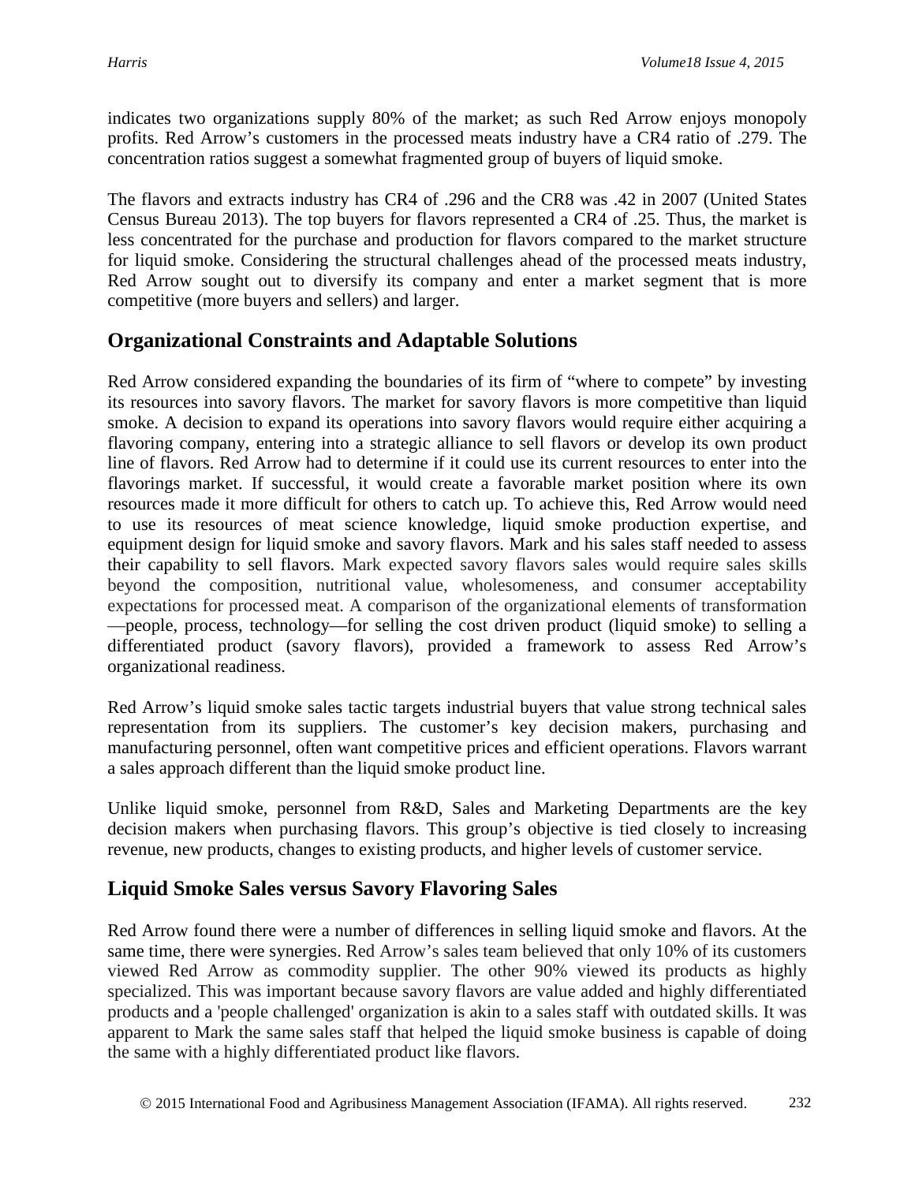indicates two organizations supply 80% of the market; as such Red Arrow enjoys monopoly profits. Red Arrow's customers in the processed meats industry have a CR4 ratio of .279. The concentration ratios suggest a somewhat fragmented group of buyers of liquid smoke.

The flavors and extracts industry has CR4 of .296 and the CR8 was .42 in 2007 (United States Census Bureau 2013). The top buyers for flavors represented a CR4 of .25. Thus, the market is less concentrated for the purchase and production for flavors compared to the market structure for liquid smoke. Considering the structural challenges ahead of the processed meats industry, Red Arrow sought out to diversify its company and enter a market segment that is more competitive (more buyers and sellers) and larger.

## Organizational Constraints and Adaptable Solutions

Red Arrow considered expanding the boundaries of its firm of "where to compete" by investing its resources into savory flavors. The market for savory flavors is more competitive than liquid smoke. A decision to expand its operations into savory flavors would require either acquiring a flavoring company, entering into a strategic alliance to sell flavors or develop its own product line of flavors. Red Arrow had to determine if it could use its current resources to enter into the flavorings market. If successful, it would create a favorable market position where its own resources made it more difficult for others to catch up. To achieve this, Red Arrow would need to use its resources of meat science knowledge, liquid smoke production expertise, and equipment design for liquid smoke and savory flavors. Mark and his sales staff needed to assess their capability to sell flavors. Mark expected savory flavors sales would require sales skills beyond the composition, nutritional value, wholesomeness, and consumer acceptability expectations for processed meat. A comparison of the organizational elements of transformation —people, process, technology—for selling the cost driven product (liquid smoke) to selling a differentiated product (savory flavors), provided a framework to assess Red Arrow's organizational readiness.

Red Arrow's liquid smoke sales tactic targets industrial buyers that value strong technical sales representation from its suppliers. The customer's key decision makers, purchasing and manufacturing personnel, often want competitive prices and efficient operations. Flavors warrant a sales approach different than the liquid smoke product line.

Unlike liquid smoke, personnel from R&D, Sales and Marketing Departments are the key decision makers when purchasing flavors. This group's objective is tied closely to increasing revenue, new products, changes to existing products, and higher levels of customer service.

## Liquid Smoke Sales versus Savory Flavoring Sales

Red Arrow found there were a number of differences in selling liquid smoke and flavors. At the same time, there were synergies. Red Arrow's sales team believed that only 10% of its customers viewed Red Arrow as commodity supplier. The other 90% viewed its products as highly specialized. This was important because savory flavors are value added and highly differentiated products and a 'people challenged' organization is akin to a sales staff with outdated skills. It was apparent to Mark the same sales staff that helped the liquid smoke business is capable of doing the same with a highly differentiated product like flavors.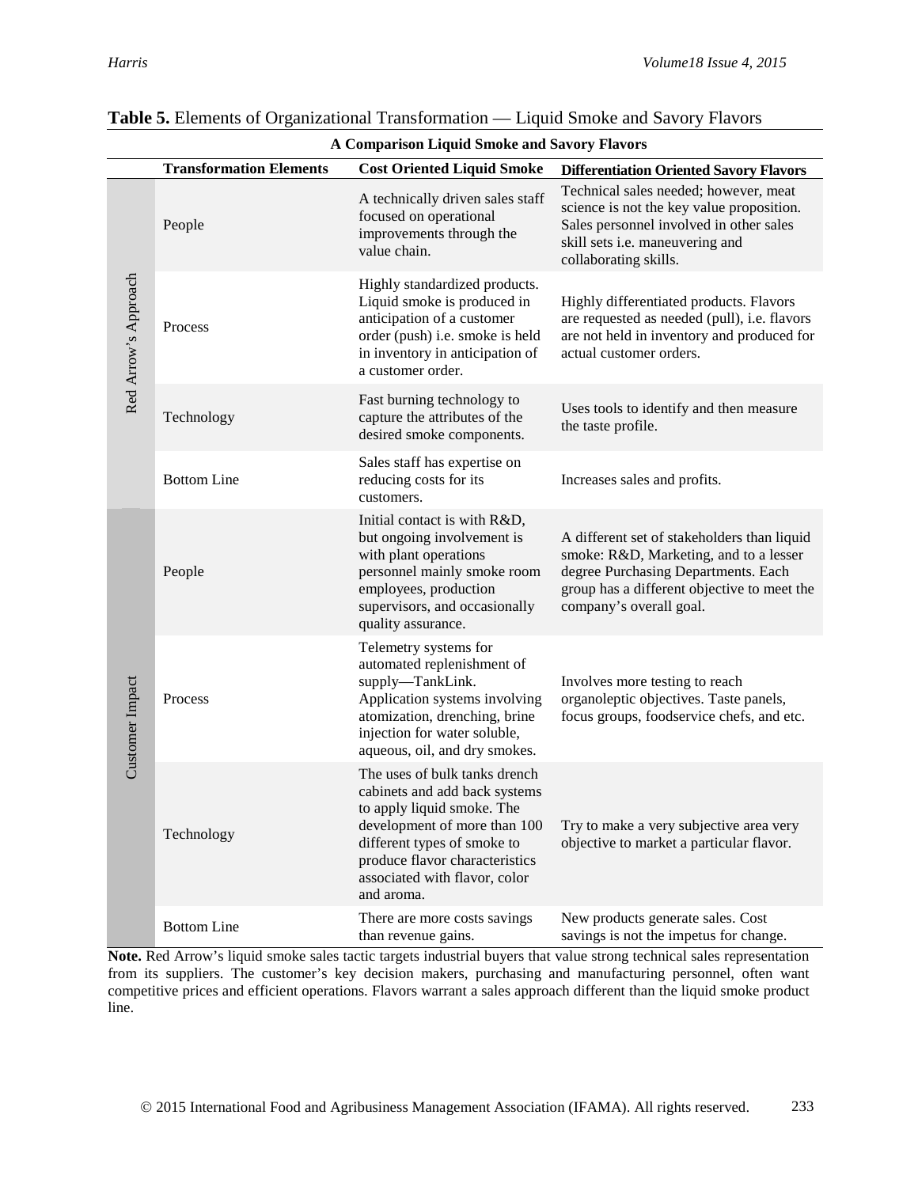**Table 5.** Elements of Organizational Transformation — Liquid Smoke and Savory Flavors

| A Comparison Liquid Smoke and Savory Flavors | | | |
|---|---|---|---|
| | **Transformation Elements** | **Cost Oriented Liquid Smoke** | **Differentiation Oriented Savory Flavors** |
| Red Arrow's Approach | People | A technically driven sales staff focused on operational improvements through the value chain. | Technical sales needed; however, meat science is not the key value proposition. Sales personnel involved in other sales skill sets i.e. maneuvering and collaborating skills. |
| | Process | Highly standardized products. Liquid smoke is produced in anticipation of a customer order (push) i.e. smoke is held in inventory in anticipation of a customer order. | Highly differentiated products. Flavors are requested as needed (pull), i.e. flavors are not held in inventory and produced for actual customer orders. |
| | Technology | Fast burning technology to capture the attributes of the desired smoke components. | Uses tools to identify and then measure the taste profile. |
| | Bottom Line | Sales staff has expertise on reducing costs for its customers. | Increases sales and profits. |
| Customer Impact | People | Initial contact is with R&D, but ongoing involvement is with plant operations personnel mainly smoke room employees, production supervisors, and occasionally quality assurance. | A different set of stakeholders than liquid smoke: R&D, Marketing, and to a lesser degree Purchasing Departments. Each group has a different objective to meet the company's overall goal. |
| | Process | Telemetry systems for automated replenishment of supply—TankLink. Application systems involving atomization, drenching, brine injection for water soluble, aqueous, oil, and dry smokes. | Involves more testing to reach organoleptic objectives. Taste panels, focus groups, foodservice chefs, and etc. |
| | Technology | The uses of bulk tanks drench cabinets and add back systems to apply liquid smoke. The development of more than 100 different types of smoke to produce flavor characteristics associated with flavor, color and aroma. | Try to make a very subjective area very objective to market a particular flavor. |
| | Bottom Line | There are more costs savings than revenue gains. | New products generate sales. Cost savings is not the impetus for change. |

**Note.** Red Arrow's liquid smoke sales tactic targets industrial buyers that value strong technical sales representation from its suppliers. The customer's key decision makers, purchasing and manufacturing personnel, often want competitive prices and efficient operations. Flavors warrant a sales approach different than the liquid smoke product line.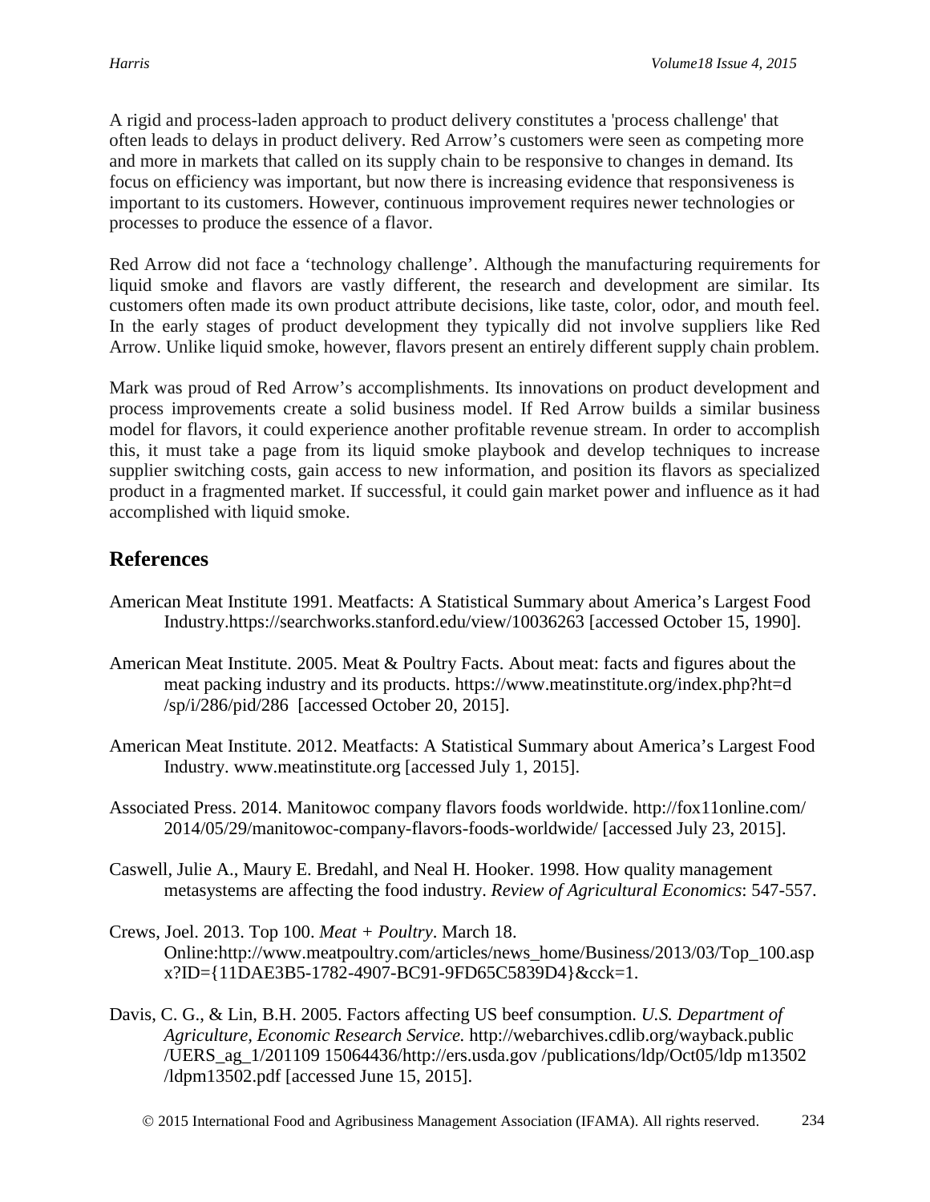A rigid and process-laden approach to product delivery constitutes a 'process challenge' that often leads to delays in product delivery. Red Arrow's customers were seen as competing more and more in markets that called on its supply chain to be responsive to changes in demand. Its focus on efficiency was important, but now there is increasing evidence that responsiveness is important to its customers. However, continuous improvement requires newer technologies or processes to produce the essence of a flavor.

Red Arrow did not face a 'technology challenge'. Although the manufacturing requirements for liquid smoke and flavors are vastly different, the research and development are similar. Its customers often made its own product attribute decisions, like taste, color, odor, and mouth feel. In the early stages of product development they typically did not involve suppliers like Red Arrow. Unlike liquid smoke, however, flavors present an entirely different supply chain problem.

Mark was proud of Red Arrow's accomplishments. Its innovations on product development and process improvements create a solid business model. If Red Arrow builds a similar business model for flavors, it could experience another profitable revenue stream. In order to accomplish this, it must take a page from its liquid smoke playbook and develop techniques to increase supplier switching costs, gain access to new information, and position its flavors as specialized product in a fragmented market. If successful, it could gain market power and influence as it had accomplished with liquid smoke.

## References

American Meat Institute 1991. Meatfacts: A Statistical Summary about America's Largest Food Industry.https://searchworks.stanford.edu/view/10036263 [accessed October 15, 1990].

American Meat Institute. 2005. Meat & Poultry Facts. About meat: facts and figures about the meat packing industry and its products. https://www.meatinstitute.org/index.php?ht=d/sp/i/286/pid/286 [accessed October 20, 2015].

American Meat Institute. 2012. Meatfacts: A Statistical Summary about America's Largest Food Industry. www.meatinstitute.org [accessed July 1, 2015].

Associated Press. 2014. Manitowoc company flavors foods worldwide. http://fox11online.com/2014/05/29/manitowoc-company-flavors-foods-worldwide/ [accessed July 23, 2015].

Caswell, Julie A., Maury E. Bredahl, and Neal H. Hooker. 1998. How quality management metasystems are affecting the food industry. *Review of Agricultural Economics*: 547-557.

Crews, Joel. 2013. Top 100. *Meat + Poultry*. March 18. Online:http://www.meatpoultry.com/articles/news_home/Business/2013/03/Top_100.aspx?ID={11DAE3B5-1782-4907-BC91-9FD65C5839D4}&cck=1.

Davis, C. G., & Lin, B.H. 2005. Factors affecting US beef consumption. *U.S. Department of Agriculture, Economic Research Service.* http://webarchives.cdlib.org/wayback.public/UERS_ag_1/201109 15064436/http://ers.usda.gov /publications/ldp/Oct05/ldp m13502/ldpm13502.pdf [accessed June 15, 2015].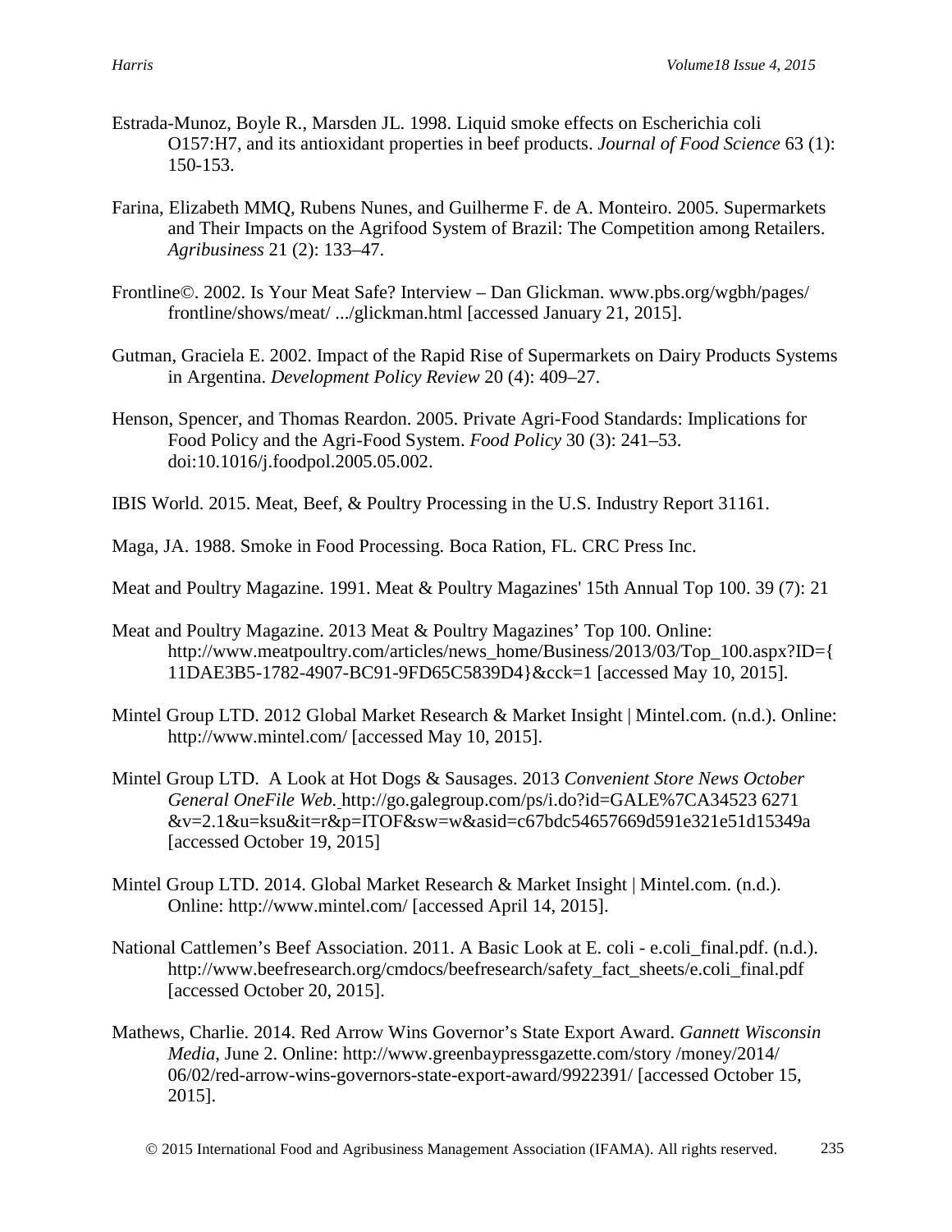Estrada-Munoz, Boyle R., Marsden JL. 1998. Liquid smoke effects on Escherichia coli O157:H7, and its antioxidant properties in beef products. *Journal of Food Science* 63 (1): 150-153.

Farina, Elizabeth MMQ, Rubens Nunes, and Guilherme F. de A. Monteiro. 2005. Supermarkets and Their Impacts on the Agrifood System of Brazil: The Competition among Retailers. *Agribusiness* 21 (2): 133–47.

Frontline©. 2002. Is Your Meat Safe? Interview – Dan Glickman. www.pbs.org/wgbh/pages/ frontline/shows/meat/ .../glickman.html [accessed January 21, 2015].

Gutman, Graciela E. 2002. Impact of the Rapid Rise of Supermarkets on Dairy Products Systems in Argentina. *Development Policy Review* 20 (4): 409–27.

Henson, Spencer, and Thomas Reardon. 2005. Private Agri-Food Standards: Implications for Food Policy and the Agri-Food System. *Food Policy* 30 (3): 241–53. doi:10.1016/j.foodpol.2005.05.002.

IBIS World. 2015. Meat, Beef, & Poultry Processing in the U.S. Industry Report 31161.

Maga, JA. 1988. Smoke in Food Processing. Boca Ration, FL. CRC Press Inc.

Meat and Poultry Magazine. 1991. Meat & Poultry Magazines' 15th Annual Top 100. 39 (7): 21

Meat and Poultry Magazine. 2013 Meat & Poultry Magazines' Top 100. Online: http://www.meatpoultry.com/articles/news_home/Business/2013/03/Top_100.aspx?ID={11DAE3B5-1782-4907-BC91-9FD65C5839D4}&cck=1 [accessed May 10, 2015].

Mintel Group LTD. 2012 Global Market Research & Market Insight | Mintel.com. (n.d.). Online: http://www.mintel.com/ [accessed May 10, 2015].

Mintel Group LTD. A Look at Hot Dogs & Sausages. 2013 *Convenient Store News October General OneFile Web.* http://go.galegroup.com/ps/i.do?id=GALE%7CA34523 6271 &v=2.1&u=ksu&it=r&p=ITOF&sw=w&asid=c67bdc54657669d591e321e51d15349a [accessed October 19, 2015]

Mintel Group LTD. 2014. Global Market Research & Market Insight | Mintel.com. (n.d.). Online: http://www.mintel.com/ [accessed April 14, 2015].

National Cattlemen's Beef Association. 2011. A Basic Look at E. coli - e.coli_final.pdf. (n.d.). http://www.beefresearch.org/cmdocs/beefresearch/safety_fact_sheets/e.coli_final.pdf [accessed October 20, 2015].

Mathews, Charlie. 2014. Red Arrow Wins Governor's State Export Award. *Gannett Wisconsin Media*, June 2. Online: http://www.greenbaypressgazette.com/story /money/2014/ 06/02/red-arrow-wins-governors-state-export-award/9922391/ [accessed October 15, 2015].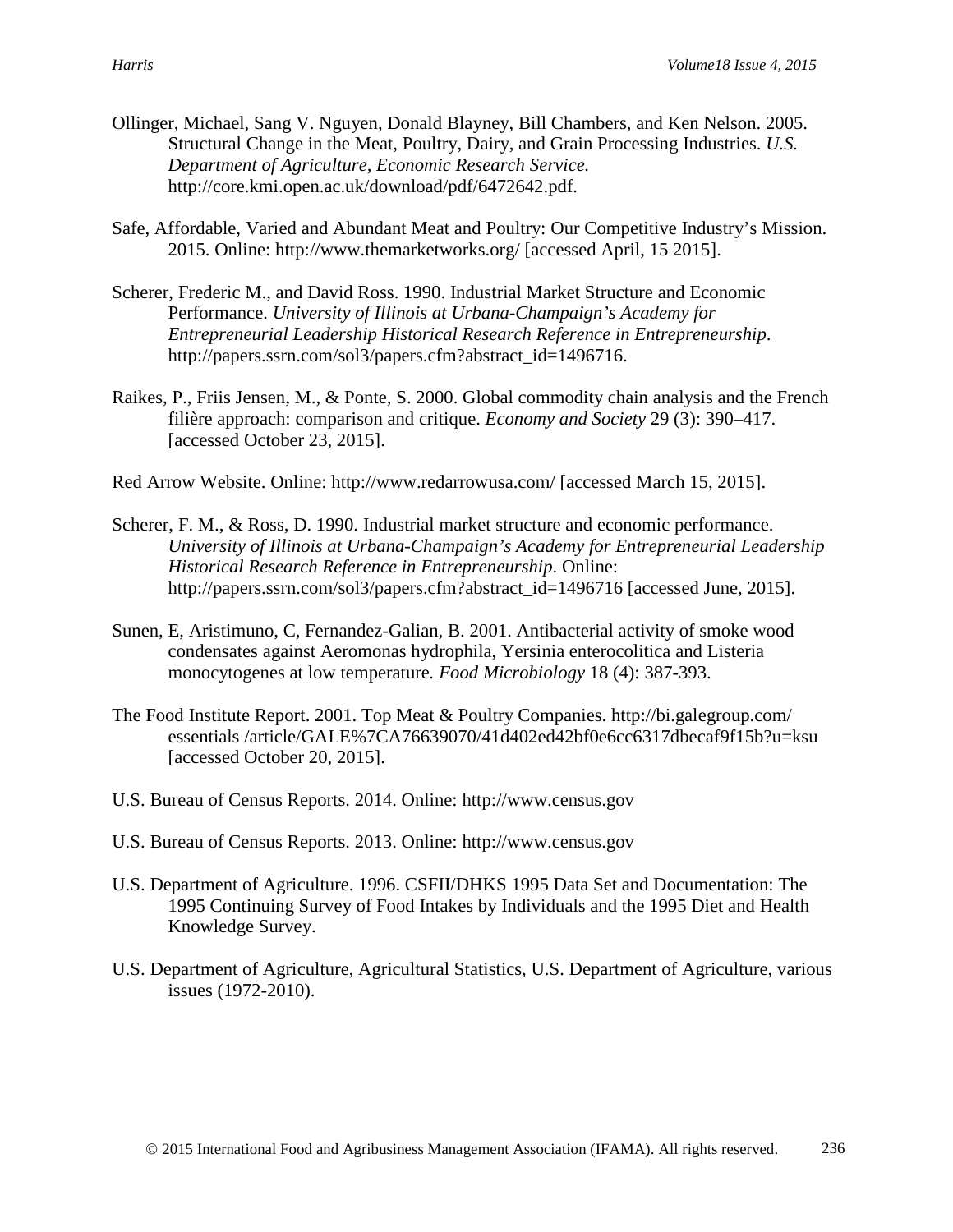Ollinger, Michael, Sang V. Nguyen, Donald Blayney, Bill Chambers, and Ken Nelson. 2005. Structural Change in the Meat, Poultry, Dairy, and Grain Processing Industries. *U.S. Department of Agriculture, Economic Research Service.* http://core.kmi.open.ac.uk/download/pdf/6472642.pdf.

Safe, Affordable, Varied and Abundant Meat and Poultry: Our Competitive Industry's Mission. 2015. Online: http://www.themarketworks.org/ [accessed April, 15 2015].

Scherer, Frederic M., and David Ross. 1990. Industrial Market Structure and Economic Performance. *University of Illinois at Urbana-Champaign's Academy for Entrepreneurial Leadership Historical Research Reference in Entrepreneurship*. http://papers.ssrn.com/sol3/papers.cfm?abstract_id=1496716.

Raikes, P., Friis Jensen, M., & Ponte, S. 2000. Global commodity chain analysis and the French filière approach: comparison and critique. *Economy and Society* 29 (3): 390–417. [accessed October 23, 2015].

Red Arrow Website. Online: http://www.redarrowusa.com/ [accessed March 15, 2015].

Scherer, F. M., & Ross, D. 1990. Industrial market structure and economic performance. *University of Illinois at Urbana-Champaign's Academy for Entrepreneurial Leadership Historical Research Reference in Entrepreneurship*. Online: http://papers.ssrn.com/sol3/papers.cfm?abstract_id=1496716 [accessed June, 2015].

Sunen, E, Aristimuno, C, Fernandez-Galian, B. 2001. Antibacterial activity of smoke wood condensates against Aeromonas hydrophila, Yersinia enterocolitica and Listeria monocytogenes at low temperature*. Food Microbiology* 18 (4): 387-393.

The Food Institute Report. 2001. Top Meat & Poultry Companies. http://bi.galegroup.com/ essentials /article/GALE%7CA76639070/41d402ed42bf0e6cc6317dbecaf9f15b?u=ksu [accessed October 20, 2015].

U.S. Bureau of Census Reports. 2014. Online: http://www.census.gov

U.S. Bureau of Census Reports. 2013. Online: http://www.census.gov

U.S. Department of Agriculture. 1996. CSFII/DHKS 1995 Data Set and Documentation: The 1995 Continuing Survey of Food Intakes by Individuals and the 1995 Diet and Health Knowledge Survey.

U.S. Department of Agriculture, Agricultural Statistics, U.S. Department of Agriculture, various issues (1972-2010).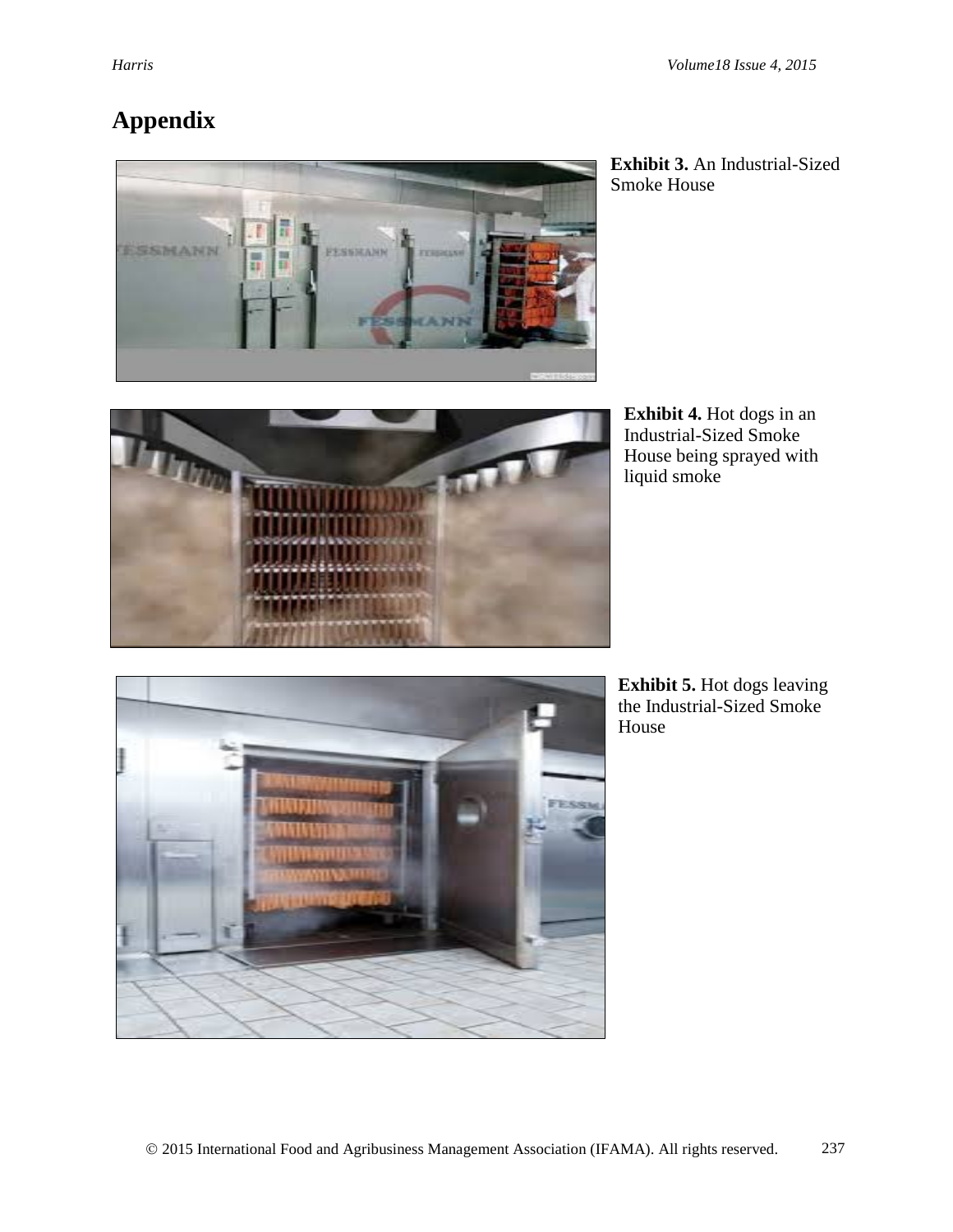## Appendix

**Exhibit 3.** An Industrial-Sized Smoke House

**Exhibit 4.** Hot dogs in an Industrial-Sized Smoke House being sprayed with liquid smoke

**Exhibit 5.** Hot dogs leaving the Industrial-Sized Smoke House